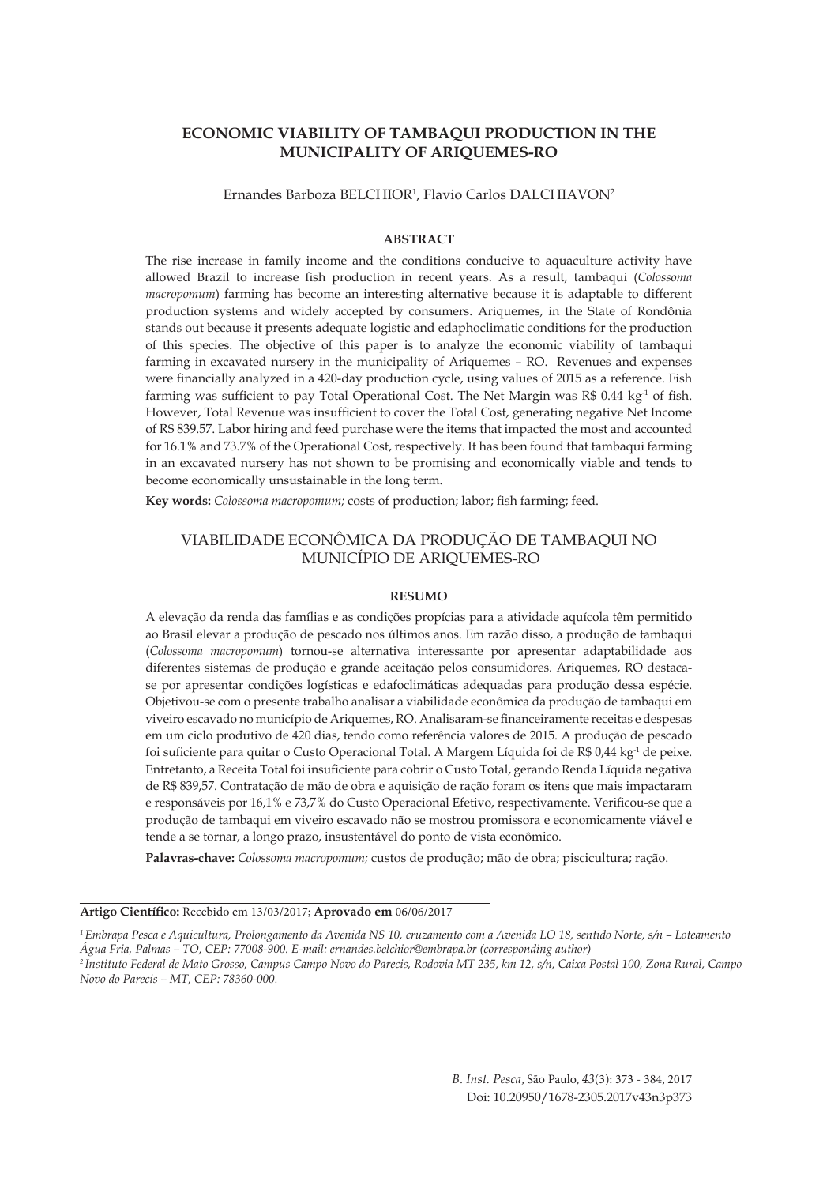# ECONOMIC VIABILITY OF TAMBAQUI PRODUCTION IN THE MUNICIPALITY OF ARIQUEMES-RO

Ernandes Barboza BELCHIOR[1], Flavio Carlos DALCHIAVON[2]

## ABSTRACT

The rise increase in family income and the conditions conducive to aquaculture activity have allowed Brazil to increase fish production in recent years. As a result, tambaqui (*Colossoma macropomum*) farming has become an interesting alternative because it is adaptable to different production systems and widely accepted by consumers. Ariquemes, in the State of Rondônia stands out because it presents adequate logistic and edaphoclimatic conditions for the production of this species. The objective of this paper is to analyze the economic viability of tambaqui farming in excavated nursery in the municipality of Ariquemes – RO. Revenues and expenses were financially analyzed in a 420-day production cycle, using values of 2015 as a reference. Fish farming was sufficient to pay Total Operational Cost. The Net Margin was R$ 0.44 $kg^{-1}$ of fish. However, Total Revenue was insufficient to cover the Total Cost, generating negative Net Income of R$ 839.57. Labor hiring and feed purchase were the items that impacted the most and accounted for 16.1% and 73.7% of the Operational Cost, respectively. It has been found that tambaqui farming in an excavated nursery has not shown to be promising and economically viable and tends to become economically unsustainable in the long term.

**Key words:** *Colossoma macropomum;* costs of production; labor; fish farming; feed.

# VIABILIDADE ECONÔMICA DA PRODUÇÃO DE TAMBAQUI NO MUNICÍPIO DE ARIQUEMES-RO

## RESUMO

A elevação da renda das famílias e as condições propícias para a atividade aquícola têm permitido ao Brasil elevar a produção de pescado nos últimos anos. Em razão disso, a produção de tambaqui (*Colossoma macropomum*) tornou-se alternativa interessante por apresentar adaptabilidade aos diferentes sistemas de produção e grande aceitação pelos consumidores. Ariquemes, RO destaca-se por apresentar condições logísticas e edafoclimáticas adequadas para produção dessa espécie. Objetivou-se com o presente trabalho analisar a viabilidade econômica da produção de tambaqui em viveiro escavado no município de Ariquemes, RO. Analisaram-se financeiramente receitas e despesas em um ciclo produtivo de 420 dias, tendo como referência valores de 2015. A produção de pescado foi suficiente para quitar o Custo Operacional Total. A Margem Líquida foi de R$ 0,44 $kg^{-1}$ de peixe. Entretanto, a Receita Total foi insuficiente para cobrir o Custo Total, gerando Renda Líquida negativa de R$ 839,57. Contratação de mão de obra e aquisição de ração foram os itens que mais impactaram e responsáveis por 16,1% e 73,7% do Custo Operacional Efetivo, respectivamente. Verificou-se que a produção de tambaqui em viveiro escavado não se mostrou promissora e economicamente viável e tende a se tornar, a longo prazo, insustentável do ponto de vista econômico.

**Palavras-chave:** *Colossoma macropomum;* custos de produção; mão de obra; piscicultura; ração.

**Artigo Científico:** Recebido em 13/03/2017; **Aprovado em** 06/06/2017

[1] *Embrapa Pesca e Aquicultura, Prolongamento da Avenida NS 10, cruzamento com a Avenida LO 18, sentido Norte, s/n – Loteamento Água Fria, Palmas – TO, CEP: 77008-900. E-mail: ernandes.belchior@embrapa.br (corresponding author)*

[2] *Instituto Federal de Mato Grosso, Campus Campo Novo do Parecis, Rodovia MT 235, km 12, s/n, Caixa Postal 100, Zona Rural, Campo Novo do Parecis – MT, CEP: 78360-000.*

Doi: 10.20950/1678-2305.2017v43n3p373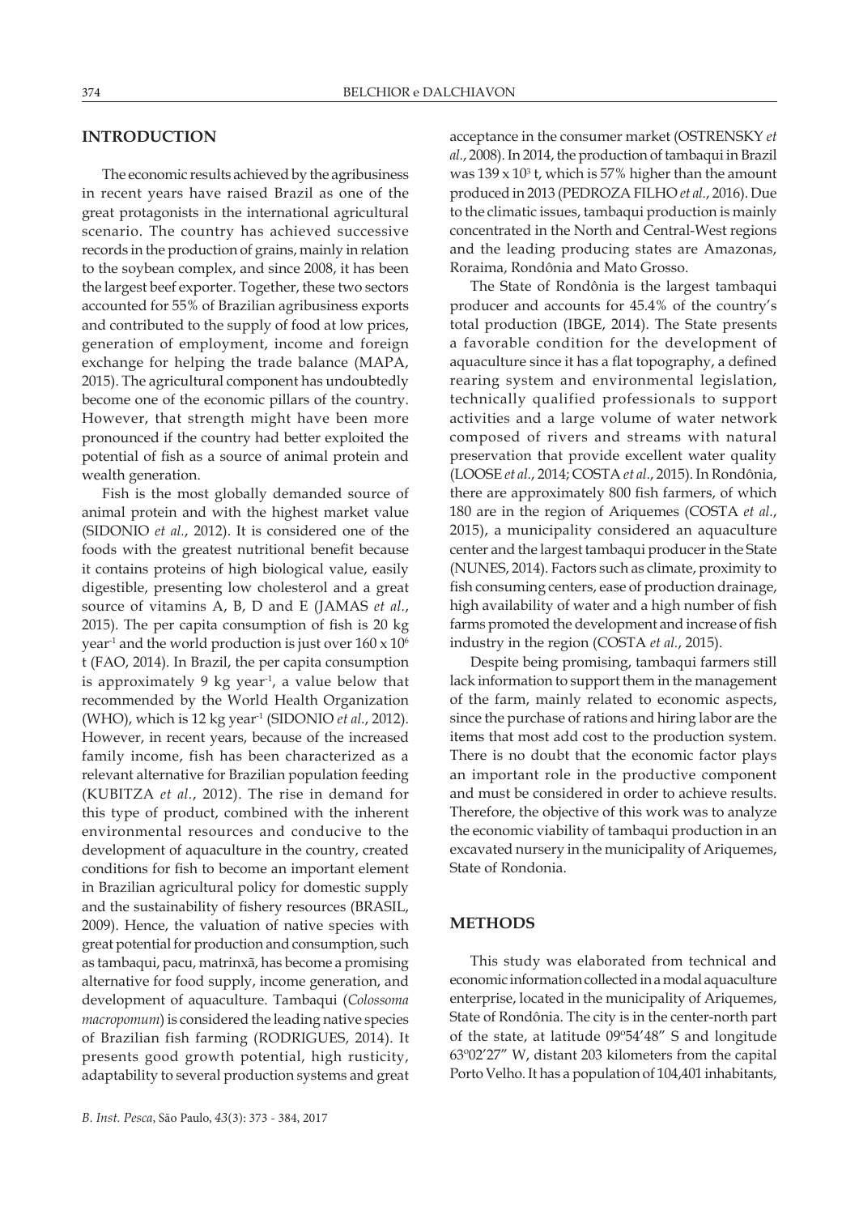## INTRODUCTION

The economic results achieved by the agribusiness in recent years have raised Brazil as one of the great protagonists in the international agricultural scenario. The country has achieved successive records in the production of grains, mainly in relation to the soybean complex, and since 2008, it has been the largest beef exporter. Together, these two sectors accounted for 55% of Brazilian agribusiness exports and contributed to the supply of food at low prices, generation of employment, income and foreign exchange for helping the trade balance (MAPA, 2015). The agricultural component has undoubtedly become one of the economic pillars of the country. However, that strength might have been more pronounced if the country had better exploited the potential of fish as a source of animal protein and wealth generation.

Fish is the most globally demanded source of animal protein and with the highest market value (SIDONIO *et al.*, 2012). It is considered one of the foods with the greatest nutritional benefit because it contains proteins of high biological value, easily digestible, presenting low cholesterol and a great source of vitamins A, B, D and E (JAMAS *et al.*, 2015). The per capita consumption of fish is 20 kg year$^{-1}$ and the world production is just over $160 \times 10^6$ t (FAO, 2014). In Brazil, the per capita consumption is approximately 9 kg year$^{-1}$, a value below that recommended by the World Health Organization (WHO), which is 12 kg year$^{-1}$ (SIDONIO *et al.*, 2012). However, in recent years, because of the increased family income, fish has been characterized as a relevant alternative for Brazilian population feeding (KUBITZA *et al.*, 2012). The rise in demand for this type of product, combined with the inherent environmental resources and conducive to the development of aquaculture in the country, created conditions for fish to become an important element in Brazilian agricultural policy for domestic supply and the sustainability of fishery resources (BRASIL, 2009). Hence, the valuation of native species with great potential for production and consumption, such as tambaqui, pacu, matrinxã, has become a promising alternative for food supply, income generation, and development of aquaculture. Tambaqui (*Colossoma macropomum*) is considered the leading native species of Brazilian fish farming (RODRIGUES, 2014). It presents good growth potential, high rusticity, adaptability to several production systems and great acceptance in the consumer market (OSTRENSKY *et al.*, 2008). In 2014, the production of tambaqui in Brazil was $139 \times 10^3$ t, which is 57% higher than the amount produced in 2013 (PEDROZA FILHO *et al.*, 2016). Due to the climatic issues, tambaqui production is mainly concentrated in the North and Central-West regions and the leading producing states are Amazonas, Roraima, Rondônia and Mato Grosso.

The State of Rondônia is the largest tambaqui producer and accounts for 45.4% of the country's total production (IBGE, 2014). The State presents a favorable condition for the development of aquaculture since it has a flat topography, a defined rearing system and environmental legislation, technically qualified professionals to support activities and a large volume of water network composed of rivers and streams with natural preservation that provide excellent water quality (LOOSE *et al.*, 2014; COSTA *et al.*, 2015). In Rondônia, there are approximately 800 fish farmers, of which 180 are in the region of Ariquemes (COSTA *et al.*, 2015), a municipality considered an aquaculture center and the largest tambaqui producer in the State (NUNES, 2014). Factors such as climate, proximity to fish consuming centers, ease of production drainage, high availability of water and a high number of fish farms promoted the development and increase of fish industry in the region (COSTA *et al.*, 2015).

Despite being promising, tambaqui farmers still lack information to support them in the management of the farm, mainly related to economic aspects, since the purchase of rations and hiring labor are the items that most add cost to the production system. There is no doubt that the economic factor plays an important role in the productive component and must be considered in order to achieve results. Therefore, the objective of this work was to analyze the economic viability of tambaqui production in an excavated nursery in the municipality of Ariquemes, State of Rondonia.

## METHODS

This study was elaborated from technical and economic information collected in a modal aquaculture enterprise, located in the municipality of Ariquemes, State of Rondônia. The city is in the center-north part of the state, at latitude 09º54′48″ S and longitude 63º02′27″ W, distant 203 kilometers from the capital Porto Velho. It has a population of 104,401 inhabitants,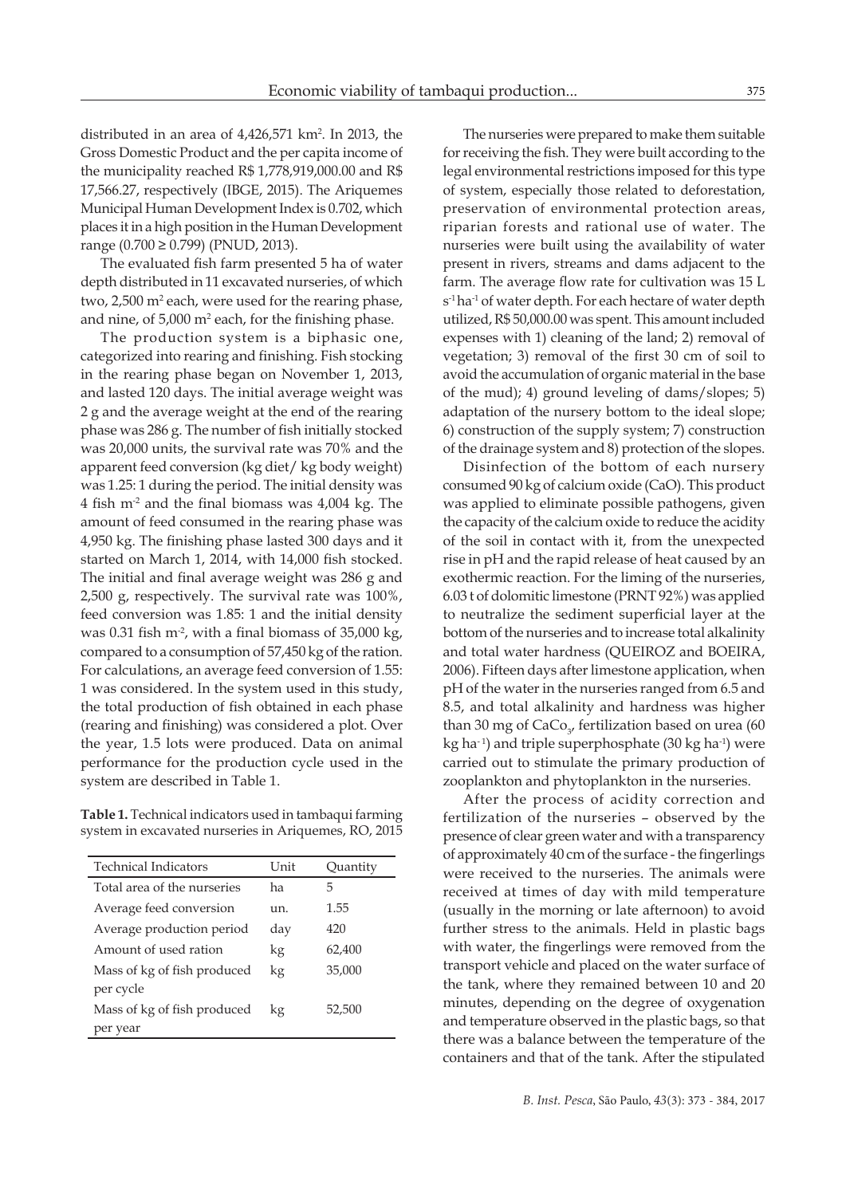distributed in an area of 4,426,571 km$^2$. In 2013, the Gross Domestic Product and the per capita income of the municipality reached R$ 1,778,919,000.00 and R$ 17,566.27, respectively (IBGE, 2015). The Ariquemes Municipal Human Development Index is 0.702, which places it in a high position in the Human Development range (0.700 ≥ 0.799) (PNUD, 2013).

The evaluated fish farm presented 5 ha of water depth distributed in 11 excavated nurseries, of which two, 2,500 m$^2$ each, were used for the rearing phase, and nine, of 5,000 m$^2$ each, for the finishing phase.

The production system is a biphasic one, categorized into rearing and finishing. Fish stocking in the rearing phase began on November 1, 2013, and lasted 120 days. The initial average weight was 2 g and the average weight at the end of the rearing phase was 286 g. The number of fish initially stocked was 20,000 units, the survival rate was 70% and the apparent feed conversion (kg diet/ kg body weight) was 1.25: 1 during the period. The initial density was 4 fish m$^{-2}$ and the final biomass was 4,004 kg. The amount of feed consumed in the rearing phase was 4,950 kg. The finishing phase lasted 300 days and it started on March 1, 2014, with 14,000 fish stocked. The initial and final average weight was 286 g and 2,500 g, respectively. The survival rate was 100%, feed conversion was 1.85: 1 and the initial density was 0.31 fish m$^{-2}$, with a final biomass of 35,000 kg, compared to a consumption of 57,450 kg of the ration. For calculations, an average feed conversion of 1.55: 1 was considered. In the system used in this study, the total production of fish obtained in each phase (rearing and finishing) was considered a plot. Over the year, 1.5 lots were produced. Data on animal performance for the production cycle used in the system are described in Table 1.

**Table 1.** Technical indicators used in tambaqui farming system in excavated nurseries in Ariquemes, RO, 2015

| Technical Indicators | Unit | Quantity |
|---|---|---|
| Total area of the nurseries | ha | 5 |
| Average feed conversion | un. | 1.55 |
| Average production period | day | 420 |
| Amount of used ration | kg | 62,400 |
| Mass of kg of fish produced per cycle | kg | 35,000 |
| Mass of kg of fish produced per year | kg | 52,500 |

The nurseries were prepared to make them suitable for receiving the fish. They were built according to the legal environmental restrictions imposed for this type of system, especially those related to deforestation, preservation of environmental protection areas, riparian forests and rational use of water. The nurseries were built using the availability of water present in rivers, streams and dams adjacent to the farm. The average flow rate for cultivation was 15 L s$^{-1}$ ha$^{-1}$ of water depth. For each hectare of water depth utilized, R$ 50,000.00 was spent. This amount included expenses with 1) cleaning of the land; 2) removal of vegetation; 3) removal of the first 30 cm of soil to avoid the accumulation of organic material in the base of the mud); 4) ground leveling of dams/slopes; 5) adaptation of the nursery bottom to the ideal slope; 6) construction of the supply system; 7) construction of the drainage system and 8) protection of the slopes.

Disinfection of the bottom of each nursery consumed 90 kg of calcium oxide (CaO). This product was applied to eliminate possible pathogens, given the capacity of the calcium oxide to reduce the acidity of the soil in contact with it, from the unexpected rise in pH and the rapid release of heat caused by an exothermic reaction. For the liming of the nurseries, 6.03 t of dolomitic limestone (PRNT 92%) was applied to neutralize the sediment superficial layer at the bottom of the nurseries and to increase total alkalinity and total water hardness (QUEIROZ and BOEIRA, 2006). Fifteen days after limestone application, when pH of the water in the nurseries ranged from 6.5 and 8.5, and total alkalinity and hardness was higher than 30 mg of $CaCo_3$, fertilization based on urea (60 kg ha$^{-1}$) and triple superphosphate (30 kg ha$^{-1}$) were carried out to stimulate the primary production of zooplankton and phytoplankton in the nurseries.

After the process of acidity correction and fertilization of the nurseries – observed by the presence of clear green water and with a transparency of approximately 40 cm of the surface - the fingerlings were received to the nurseries. The animals were received at times of day with mild temperature (usually in the morning or late afternoon) to avoid further stress to the animals. Held in plastic bags with water, the fingerlings were removed from the transport vehicle and placed on the water surface of the tank, where they remained between 10 and 20 minutes, depending on the degree of oxygenation and temperature observed in the plastic bags, so that there was a balance between the temperature of the containers and that of the tank. After the stipulated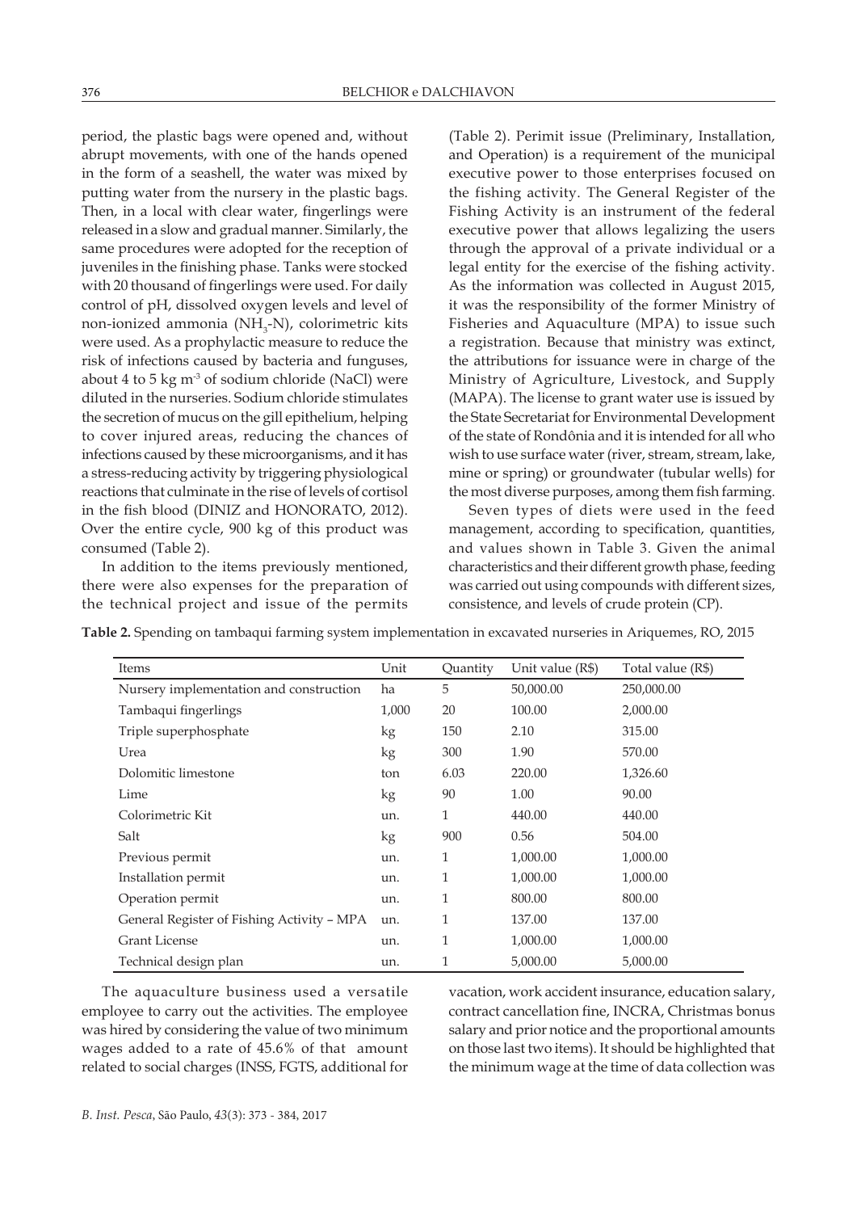period, the plastic bags were opened and, without abrupt movements, with one of the hands opened in the form of a seashell, the water was mixed by putting water from the nursery in the plastic bags. Then, in a local with clear water, fingerlings were released in a slow and gradual manner. Similarly, the same procedures were adopted for the reception of juveniles in the finishing phase. Tanks were stocked with 20 thousand of fingerlings were used. For daily control of pH, dissolved oxygen levels and level of non-ionized ammonia ($NH_3$-N), colorimetric kits were used. As a prophylactic measure to reduce the risk of infections caused by bacteria and funguses, about 4 to 5 kg $m^{-3}$ of sodium chloride (NaCl) were diluted in the nurseries. Sodium chloride stimulates the secretion of mucus on the gill epithelium, helping to cover injured areas, reducing the chances of infections caused by these microorganisms, and it has a stress-reducing activity by triggering physiological reactions that culminate in the rise of levels of cortisol in the fish blood (DINIZ and HONORATO, 2012). Over the entire cycle, 900 kg of this product was consumed (Table 2).

In addition to the items previously mentioned, there were also expenses for the preparation of the technical project and issue of the permits (Table 2). Perimit issue (Preliminary, Installation, and Operation) is a requirement of the municipal executive power to those enterprises focused on the fishing activity. The General Register of the Fishing Activity is an instrument of the federal executive power that allows legalizing the users through the approval of a private individual or a legal entity for the exercise of the fishing activity. As the information was collected in August 2015, it was the responsibility of the former Ministry of Fisheries and Aquaculture (MPA) to issue such a registration. Because that ministry was extinct, the attributions for issuance were in charge of the Ministry of Agriculture, Livestock, and Supply (MAPA). The license to grant water use is issued by the State Secretariat for Environmental Development of the state of Rondônia and it is intended for all who wish to use surface water (river, stream, stream, lake, mine or spring) or groundwater (tubular wells) for the most diverse purposes, among them fish farming.

Seven types of diets were used in the feed management, according to specification, quantities, and values shown in Table 3. Given the animal characteristics and their different growth phase, feeding was carried out using compounds with different sizes, consistence, and levels of crude protein (CP).

**Table 2.** Spending on tambaqui farming system implementation in excavated nurseries in Ariquemes, RO, 2015

| Items | Unit | Quantity | Unit value (R$) | Total value (R$) |
|---|---|---|---|---|
| Nursery implementation and construction | ha | 5 | 50,000.00 | 250,000.00 |
| Tambaqui fingerlings | 1,000 | 20 | 100.00 | 2,000.00 |
| Triple superphosphate | kg | 150 | 2.10 | 315.00 |
| Urea | kg | 300 | 1.90 | 570.00 |
| Dolomitic limestone | ton | 6.03 | 220.00 | 1,326.60 |
| Lime | kg | 90 | 1.00 | 90.00 |
| Colorimetric Kit | un. | 1 | 440.00 | 440.00 |
| Salt | kg | 900 | 0.56 | 504.00 |
| Previous permit | un. | 1 | 1,000.00 | 1,000.00 |
| Installation permit | un. | 1 | 1,000.00 | 1,000.00 |
| Operation permit | un. | 1 | 800.00 | 800.00 |
| General Register of Fishing Activity – MPA | un. | 1 | 137.00 | 137.00 |
| Grant License | un. | 1 | 1,000.00 | 1,000.00 |
| Technical design plan | un. | 1 | 5,000.00 | 5,000.00 |

The aquaculture business used a versatile employee to carry out the activities. The employee was hired by considering the value of two minimum wages added to a rate of 45.6% of that amount related to social charges (INSS, FGTS, additional for vacation, work accident insurance, education salary, contract cancellation fine, INCRA, Christmas bonus salary and prior notice and the proportional amounts on those last two items). It should be highlighted that the minimum wage at the time of data collection was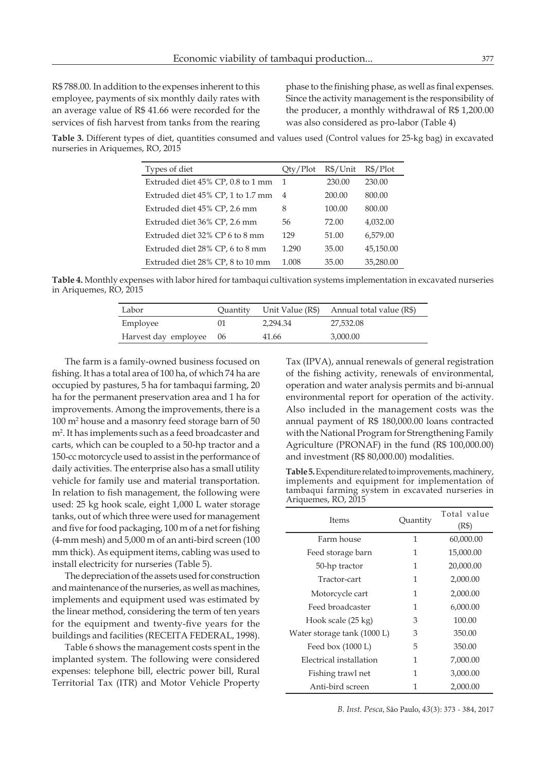R$ 788.00. In addition to the expenses inherent to this employee, payments of six monthly daily rates with an average value of R$ 41.66 were recorded for the services of fish harvest from tanks from the rearing phase to the finishing phase, as well as final expenses. Since the activity management is the responsibility of the producer, a monthly withdrawal of R$ 1,200.00 was also considered as pro-labor (Table 4)

**Table 3.** Different types of diet, quantities consumed and values used (Control values for 25-kg bag) in excavated nurseries in Ariquemes, RO, 2015

| Types of diet | Qty/Plot | R$/Unit | R$/Plot |
|---|---|---|---|
| Extruded diet 45% CP, 0.8 to 1 mm | 1 | 230.00 | 230.00 |
| Extruded diet 45% CP, 1 to 1.7 mm | 4 | 200.00 | 800.00 |
| Extruded diet 45% CP, 2.6 mm | 8 | 100.00 | 800.00 |
| Extruded diet 36% CP, 2.6 mm | 56 | 72.00 | 4,032.00 |
| Extruded diet 32% CP 6 to 8 mm | 129 | 51.00 | 6,579.00 |
| Extruded diet 28% CP, 6 to 8 mm | 1.290 | 35.00 | 45,150.00 |
| Extruded diet 28% CP, 8 to 10 mm | 1.008 | 35.00 | 35,280.00 |

**Table 4.** Monthly expenses with labor hired for tambaqui cultivation systems implementation in excavated nurseries in Ariquemes, RO, 2015

| Labor | Quantity | Unit Value (R$) | Annual total value (R$) |
|---|---|---|---|
| Employee | 01 | 2,294.34 | 27,532.08 |
| Harvest day employee | 06 | 41.66 | 3,000.00 |

The farm is a family-owned business focused on fishing. It has a total area of 100 ha, of which 74 ha are occupied by pastures, 5 ha for tambaqui farming, 20 ha for the permanent preservation area and 1 ha for improvements. Among the improvements, there is a 100 m$^2$ house and a masonry feed storage barn of 50 m$^2$. It has implements such as a feed broadcaster and carts, which can be coupled to a 50-hp tractor and a 150-cc motorcycle used to assist in the performance of daily activities. The enterprise also has a small utility vehicle for family use and material transportation. In relation to fish management, the following were used: 25 kg hook scale, eight 1,000 L water storage tanks, out of which three were used for management and five for food packaging, 100 m of a net for fishing (4-mm mesh) and 5,000 m of an anti-bird screen (100 mm thick). As equipment items, cabling was used to install electricity for nurseries (Table 5).

The depreciation of the assets used for construction and maintenance of the nurseries, as well as machines, implements and equipment used was estimated by the linear method, considering the term of ten years for the equipment and twenty-five years for the buildings and facilities (RECEITA FEDERAL, 1998).

Table 6 shows the management costs spent in the implanted system. The following were considered expenses: telephone bill, electric power bill, Rural Territorial Tax (ITR) and Motor Vehicle Property Tax (IPVA), annual renewals of general registration of the fishing activity, renewals of environmental, operation and water analysis permits and bi-annual environmental report for operation of the activity. Also included in the management costs was the annual payment of R$ 180,000.00 loans contracted with the National Program for Strengthening Family Agriculture (PRONAF) in the fund (R$ 100,000.00) and investment (R$ 80,000.00) modalities.

**Table 5.** Expenditure related to improvements, machinery, implements and equipment for implementation of tambaqui farming system in excavated nurseries in Ariquemes, RO, 2015

| Items | Quantity | Total value (R$) |
|---|---|---|
| Farm house | 1 | 60,000.00 |
| Feed storage barn | 1 | 15,000.00 |
| 50-hp tractor | 1 | 20,000.00 |
| Tractor-cart | 1 | 2,000.00 |
| Motorcycle cart | 1 | 2,000.00 |
| Feed broadcaster | 1 | 6,000.00 |
| Hook scale (25 kg) | 3 | 100.00 |
| Water storage tank (1000 L) | 3 | 350.00 |
| Feed box (1000 L) | 5 | 350.00 |
| Electrical installation | 1 | 7,000.00 |
| Fishing trawl net | 1 | 3,000.00 |
| Anti-bird screen | 1 | 2,000.00 |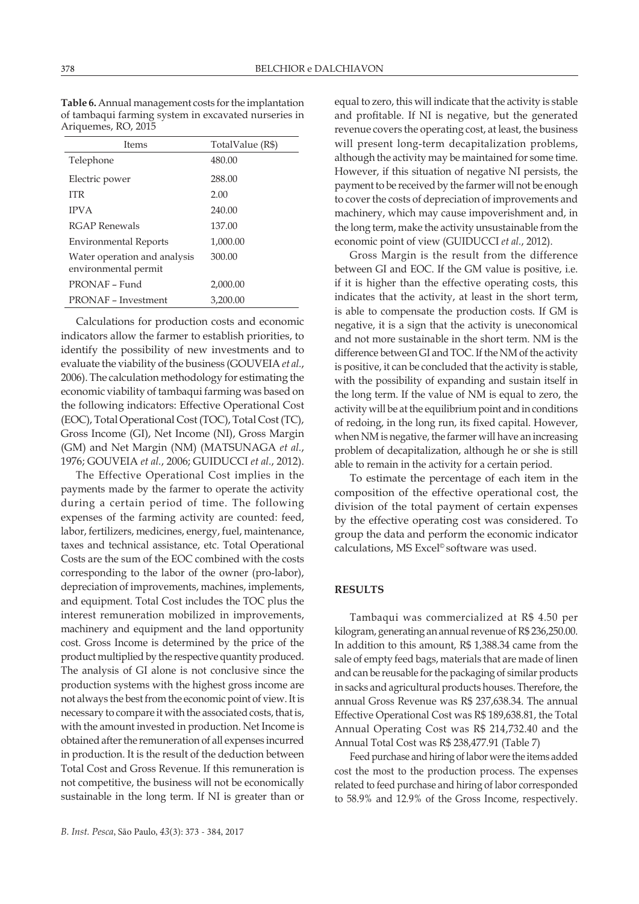**Table 6.** Annual management costs for the implantation of tambaqui farming system in excavated nurseries in Ariquemes, RO, 2015

| Items | TotalValue (R$) |
|---|---|
| Telephone | 480.00 |
| Electric power | 288.00 |
| ITR | 2.00 |
| IPVA | 240.00 |
| RGAP Renewals | 137.00 |
| Environmental Reports | 1,000.00 |
| Water operation and analysis environmental permit | 300.00 |
| PRONAF – Fund | 2,000.00 |
| PRONAF – Investment | 3,200.00 |

Calculations for production costs and economic indicators allow the farmer to establish priorities, to identify the possibility of new investments and to evaluate the viability of the business (GOUVEIA *et al.*, 2006). The calculation methodology for estimating the economic viability of tambaqui farming was based on the following indicators: Effective Operational Cost (EOC), Total Operational Cost (TOC), Total Cost (TC), Gross Income (GI), Net Income (NI), Gross Margin (GM) and Net Margin (NM) (MATSUNAGA *et al.*, 1976; GOUVEIA *et al.*, 2006; GUIDUCCI *et al.*, 2012).

The Effective Operational Cost implies in the payments made by the farmer to operate the activity during a certain period of time. The following expenses of the farming activity are counted: feed, labor, fertilizers, medicines, energy, fuel, maintenance, taxes and technical assistance, etc. Total Operational Costs are the sum of the EOC combined with the costs corresponding to the labor of the owner (pro-labor), depreciation of improvements, machines, implements, and equipment. Total Cost includes the TOC plus the interest remuneration mobilized in improvements, machinery and equipment and the land opportunity cost. Gross Income is determined by the price of the product multiplied by the respective quantity produced. The analysis of GI alone is not conclusive since the production systems with the highest gross income are not always the best from the economic point of view. It is necessary to compare it with the associated costs, that is, with the amount invested in production. Net Income is obtained after the remuneration of all expenses incurred in production. It is the result of the deduction between Total Cost and Gross Revenue. If this remuneration is not competitive, the business will not be economically sustainable in the long term. If NI is greater than or equal to zero, this will indicate that the activity is stable and profitable. If NI is negative, but the generated revenue covers the operating cost, at least, the business will present long-term decapitalization problems, although the activity may be maintained for some time. However, if this situation of negative NI persists, the payment to be received by the farmer will not be enough to cover the costs of depreciation of improvements and machinery, which may cause impoverishment and, in the long term, make the activity unsustainable from the economic point of view (GUIDUCCI *et al.*, 2012).

Gross Margin is the result from the difference between GI and EOC. If the GM value is positive, i.e. if it is higher than the effective operating costs, this indicates that the activity, at least in the short term, is able to compensate the production costs. If GM is negative, it is a sign that the activity is uneconomical and not more sustainable in the short term. NM is the difference between GI and TOC. If the NM of the activity is positive, it can be concluded that the activity is stable, with the possibility of expanding and sustain itself in the long term. If the value of NM is equal to zero, the activity will be at the equilibrium point and in conditions of redoing, in the long run, its fixed capital. However, when NM is negative, the farmer will have an increasing problem of decapitalization, although he or she is still able to remain in the activity for a certain period.

To estimate the percentage of each item in the composition of the effective operational cost, the division of the total payment of certain expenses by the effective operating cost was considered. To group the data and perform the economic indicator calculations, MS Excel© software was used.

## RESULTS

Tambaqui was commercialized at R$ 4.50 per kilogram, generating an annual revenue of R$ 236,250.00. In addition to this amount, R$ 1,388.34 came from the sale of empty feed bags, materials that are made of linen and can be reusable for the packaging of similar products in sacks and agricultural products houses. Therefore, the annual Gross Revenue was R$ 237,638.34. The annual Effective Operational Cost was R$ 189,638.81, the Total Annual Operating Cost was R$ 214,732.40 and the Annual Total Cost was R$ 238,477.91 (Table 7)

Feed purchase and hiring of labor were the items added cost the most to the production process. The expenses related to feed purchase and hiring of labor corresponded to 58.9% and 12.9% of the Gross Income, respectively.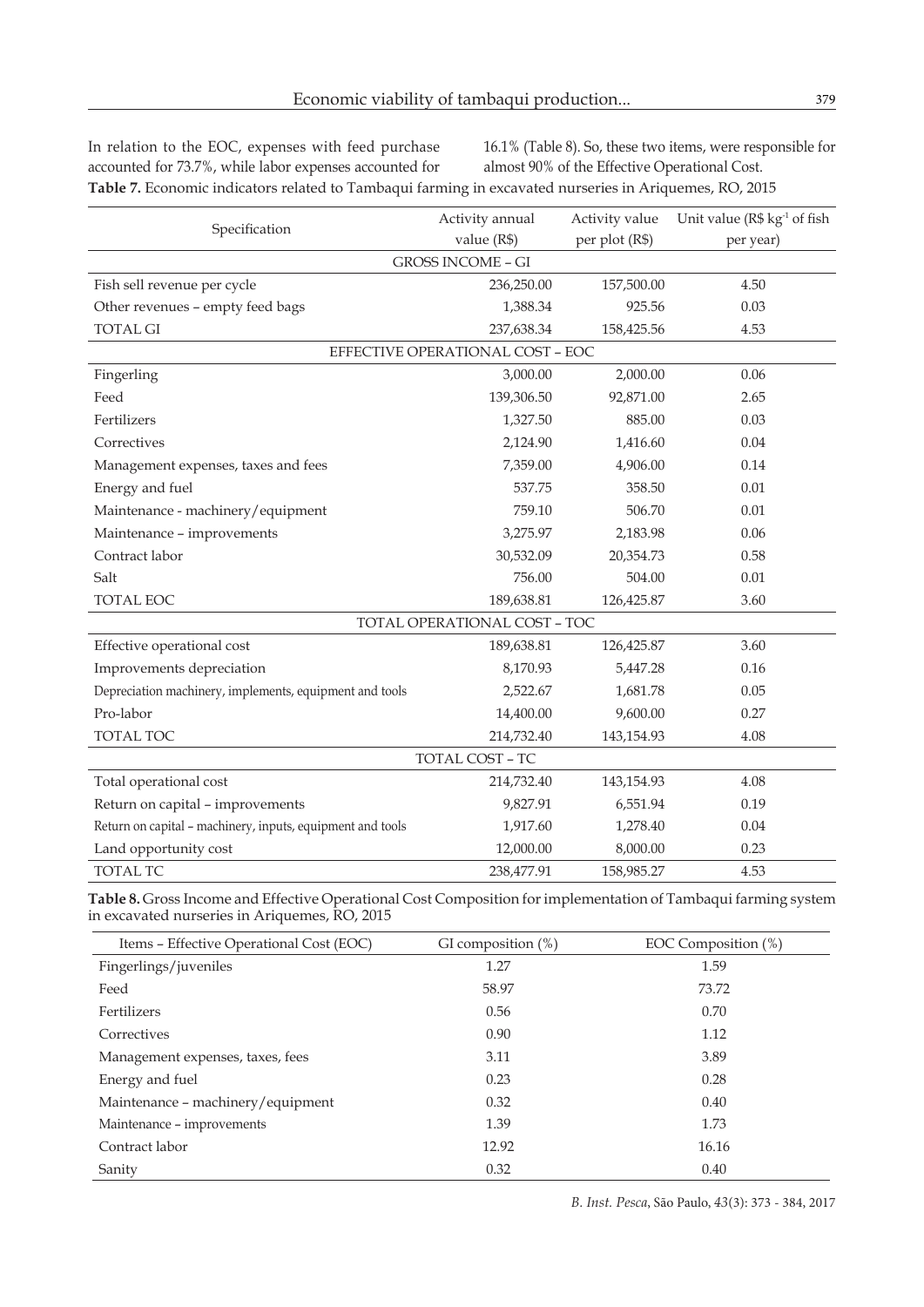In relation to the EOC, expenses with feed purchase accounted for 73.7%, while labor expenses accounted for 16.1% (Table 8). So, these two items, were responsible for almost 90% of the Effective Operational Cost.

**Table 7.** Economic indicators related to Tambaqui farming in excavated nurseries in Ariquemes, RO, 2015

| Specification | Activity annual value (R$) | Activity value per plot (R$) | Unit value (R$ $kg^{-1}$ of fish per year) |
|---|---|---|---|
| GROSS INCOME – GI | | | |
| Fish sell revenue per cycle | 236,250.00 | 157,500.00 | 4.50 |
| Other revenues – empty feed bags | 1,388.34 | 925.56 | 0.03 |
| TOTAL GI | 237,638.34 | 158,425.56 | 4.53 |
| EFFECTIVE OPERATIONAL COST – EOC | | | |
| Fingerling | 3,000.00 | 2,000.00 | 0.06 |
| Feed | 139,306.50 | 92,871.00 | 2.65 |
| Fertilizers | 1,327.50 | 885.00 | 0.03 |
| Correctives | 2,124.90 | 1,416.60 | 0.04 |
| Management expenses, taxes and fees | 7,359.00 | 4,906.00 | 0.14 |
| Energy and fuel | 537.75 | 358.50 | 0.01 |
| Maintenance - machinery/equipment | 759.10 | 506.70 | 0.01 |
| Maintenance – improvements | 3,275.97 | 2,183.98 | 0.06 |
| Contract labor | 30,532.09 | 20,354.73 | 0.58 |
| Salt | 756.00 | 504.00 | 0.01 |
| TOTAL EOC | 189,638.81 | 126,425.87 | 3.60 |
| TOTAL OPERATIONAL COST – TOC | | | |
| Effective operational cost | 189,638.81 | 126,425.87 | 3.60 |
| Improvements depreciation | 8,170.93 | 5,447.28 | 0.16 |
| Depreciation machinery, implements, equipment and tools | 2,522.67 | 1,681.78 | 0.05 |
| Pro-labor | 14,400.00 | 9,600.00 | 0.27 |
| TOTAL TOC | 214,732.40 | 143,154.93 | 4.08 |
| TOTAL COST – TC | | | |
| Total operational cost | 214,732.40 | 143,154.93 | 4.08 |
| Return on capital – improvements | 9,827.91 | 6,551.94 | 0.19 |
| Return on capital – machinery, inputs, equipment and tools | 1,917.60 | 1,278.40 | 0.04 |
| Land opportunity cost | 12,000.00 | 8,000.00 | 0.23 |
| TOTAL TC | 238,477.91 | 158,985.27 | 4.53 |

**Table 8.** Gross Income and Effective Operational Cost Composition for implementation of Tambaqui farming system in excavated nurseries in Ariquemes, RO, 2015

| Items – Effective Operational Cost (EOC) | GI composition (%) | EOC Composition (%) |
|---|---|---|
| Fingerlings/juveniles | 1.27 | 1.59 |
| Feed | 58.97 | 73.72 |
| Fertilizers | 0.56 | 0.70 |
| Correctives | 0.90 | 1.12 |
| Management expenses, taxes, fees | 3.11 | 3.89 |
| Energy and fuel | 0.23 | 0.28 |
| Maintenance – machinery/equipment | 0.32 | 0.40 |
| Maintenance – improvements | 1.39 | 1.73 |
| Contract labor | 12.92 | 16.16 |
| Sanity | 0.32 | 0.40 |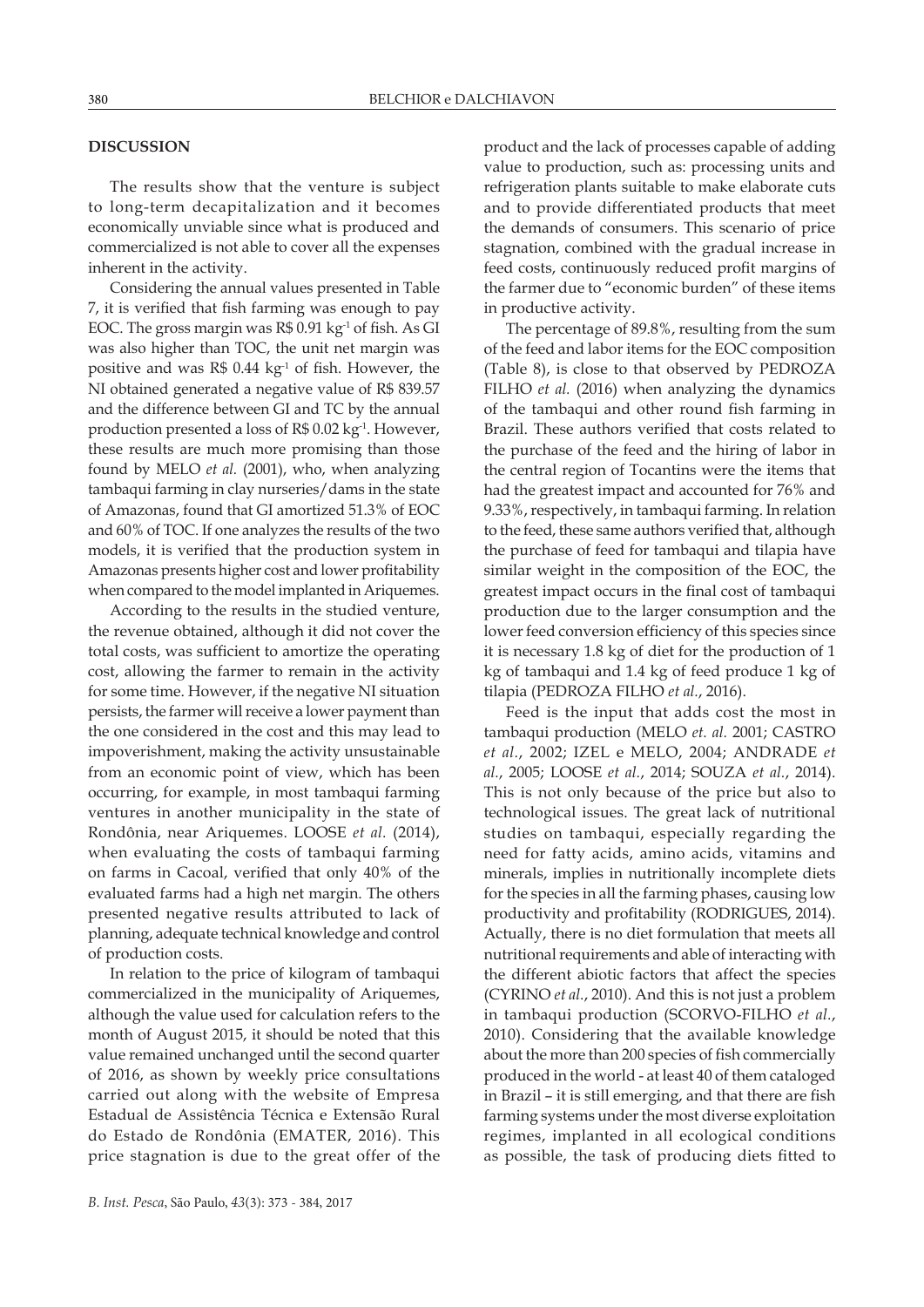## DISCUSSION

The results show that the venture is subject to long-term decapitalization and it becomes economically unviable since what is produced and commercialized is not able to cover all the expenses inherent in the activity.

Considering the annual values presented in Table 7, it is verified that fish farming was enough to pay EOC. The gross margin was R\$ 0.91 $kg^{-1}$ of fish. As GI was also higher than TOC, the unit net margin was positive and was R\$ 0.44 $kg^{-1}$ of fish. However, the NI obtained generated a negative value of R\$ 839.57 and the difference between GI and TC by the annual production presented a loss of R\$ 0.02 $kg^{-1}$. However, these results are much more promising than those found by MELO *et al.* (2001), who, when analyzing tambaqui farming in clay nurseries/dams in the state of Amazonas, found that GI amortized 51.3% of EOC and 60% of TOC. If one analyzes the results of the two models, it is verified that the production system in Amazonas presents higher cost and lower profitability when compared to the model implanted in Ariquemes.

According to the results in the studied venture, the revenue obtained, although it did not cover the total costs, was sufficient to amortize the operating cost, allowing the farmer to remain in the activity for some time. However, if the negative NI situation persists, the farmer will receive a lower payment than the one considered in the cost and this may lead to impoverishment, making the activity unsustainable from an economic point of view, which has been occurring, for example, in most tambaqui farming ventures in another municipality in the state of Rondônia, near Ariquemes. LOOSE *et al.* (2014), when evaluating the costs of tambaqui farming on farms in Cacoal, verified that only 40% of the evaluated farms had a high net margin. The others presented negative results attributed to lack of planning, adequate technical knowledge and control of production costs.

In relation to the price of kilogram of tambaqui commercialized in the municipality of Ariquemes, although the value used for calculation refers to the month of August 2015, it should be noted that this value remained unchanged until the second quarter of 2016, as shown by weekly price consultations carried out along with the website of Empresa Estadual de Assistência Técnica e Extensão Rural do Estado de Rondônia (EMATER, 2016). This price stagnation is due to the great offer of the product and the lack of processes capable of adding value to production, such as: processing units and refrigeration plants suitable to make elaborate cuts and to provide differentiated products that meet the demands of consumers. This scenario of price stagnation, combined with the gradual increase in feed costs, continuously reduced profit margins of the farmer due to "economic burden" of these items in productive activity.

The percentage of 89.8%, resulting from the sum of the feed and labor items for the EOC composition (Table 8), is close to that observed by PEDROZA FILHO *et al.* (2016) when analyzing the dynamics of the tambaqui and other round fish farming in Brazil. These authors verified that costs related to the purchase of the feed and the hiring of labor in the central region of Tocantins were the items that had the greatest impact and accounted for 76% and 9.33%, respectively, in tambaqui farming. In relation to the feed, these same authors verified that, although the purchase of feed for tambaqui and tilapia have similar weight in the composition of the EOC, the greatest impact occurs in the final cost of tambaqui production due to the larger consumption and the lower feed conversion efficiency of this species since it is necessary 1.8 kg of diet for the production of 1 kg of tambaqui and 1.4 kg of feed produce 1 kg of tilapia (PEDROZA FILHO *et al.*, 2016).

Feed is the input that adds cost the most in tambaqui production (MELO *et. al.* 2001; CASTRO *et al.*, 2002; IZEL e MELO, 2004; ANDRADE *et al.*, 2005; LOOSE *et al.*, 2014; SOUZA *et al.*, 2014). This is not only because of the price but also to technological issues. The great lack of nutritional studies on tambaqui, especially regarding the need for fatty acids, amino acids, vitamins and minerals, implies in nutritionally incomplete diets for the species in all the farming phases, causing low productivity and profitability (RODRIGUES, 2014). Actually, there is no diet formulation that meets all nutritional requirements and able of interacting with the different abiotic factors that affect the species (CYRINO *et al.*, 2010). And this is not just a problem in tambaqui production (SCORVO-FILHO *et al.*, 2010). Considering that the available knowledge about the more than 200 species of fish commercially produced in the world - at least 40 of them cataloged in Brazil – it is still emerging, and that there are fish farming systems under the most diverse exploitation regimes, implanted in all ecological conditions as possible, the task of producing diets fitted to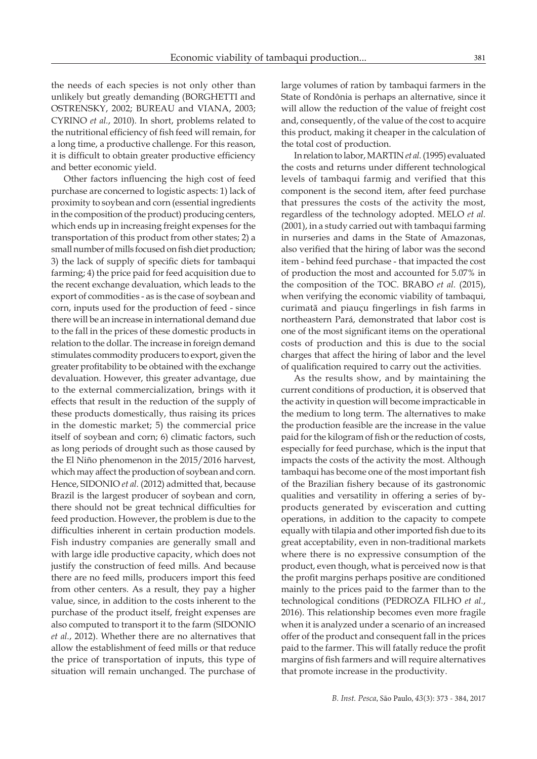the needs of each species is not only other than unlikely but greatly demanding (BORGHETTI and OSTRENSKY, 2002; BUREAU and VIANA, 2003; CYRINO *et al.*, 2010). In short, problems related to the nutritional efficiency of fish feed will remain, for a long time, a productive challenge. For this reason, it is difficult to obtain greater productive efficiency and better economic yield.

Other factors influencing the high cost of feed purchase are concerned to logistic aspects: 1) lack of proximity to soybean and corn (essential ingredients in the composition of the product) producing centers, which ends up in increasing freight expenses for the transportation of this product from other states; 2) a small number of mills focused on fish diet production; 3) the lack of supply of specific diets for tambaqui farming; 4) the price paid for feed acquisition due to the recent exchange devaluation, which leads to the export of commodities - as is the case of soybean and corn, inputs used for the production of feed - since there will be an increase in international demand due to the fall in the prices of these domestic products in relation to the dollar. The increase in foreign demand stimulates commodity producers to export, given the greater profitability to be obtained with the exchange devaluation. However, this greater advantage, due to the external commercialization, brings with it effects that result in the reduction of the supply of these products domestically, thus raising its prices in the domestic market; 5) the commercial price itself of soybean and corn; 6) climatic factors, such as long periods of drought such as those caused by the El Niño phenomenon in the 2015/2016 harvest, which may affect the production of soybean and corn. Hence, SIDONIO *et al.* (2012) admitted that, because Brazil is the largest producer of soybean and corn, there should not be great technical difficulties for feed production. However, the problem is due to the difficulties inherent in certain production models. Fish industry companies are generally small and with large idle productive capacity, which does not justify the construction of feed mills. And because there are no feed mills, producers import this feed from other centers. As a result, they pay a higher value, since, in addition to the costs inherent to the purchase of the product itself, freight expenses are also computed to transport it to the farm (SIDONIO *et al.*, 2012). Whether there are no alternatives that allow the establishment of feed mills or that reduce the price of transportation of inputs, this type of situation will remain unchanged. The purchase of large volumes of ration by tambaqui farmers in the State of Rondônia is perhaps an alternative, since it will allow the reduction of the value of freight cost and, consequently, of the value of the cost to acquire this product, making it cheaper in the calculation of the total cost of production.

In relation to labor, MARTIN *et al.* (1995) evaluated the costs and returns under different technological levels of tambaqui farmig and verified that this component is the second item, after feed purchase that pressures the costs of the activity the most, regardless of the technology adopted. MELO *et al.* (2001), in a study carried out with tambaqui farming in nurseries and dams in the State of Amazonas, also verified that the hiring of labor was the second item - behind feed purchase - that impacted the cost of production the most and accounted for 5.07% in the composition of the TOC. BRABO *et al.* (2015), when verifying the economic viability of tambaqui, curimatã and piauçu fingerlings in fish farms in northeastern Pará, demonstrated that labor cost is one of the most significant items on the operational costs of production and this is due to the social charges that affect the hiring of labor and the level of qualification required to carry out the activities.

As the results show, and by maintaining the current conditions of production, it is observed that the activity in question will become impracticable in the medium to long term. The alternatives to make the production feasible are the increase in the value paid for the kilogram of fish or the reduction of costs, especially for feed purchase, which is the input that impacts the costs of the activity the most. Although tambaqui has become one of the most important fish of the Brazilian fishery because of its gastronomic qualities and versatility in offering a series of by-products generated by evisceration and cutting operations, in addition to the capacity to compete equally with tilapia and other imported fish due to its great acceptability, even in non-traditional markets where there is no expressive consumption of the product, even though, what is perceived now is that the profit margins perhaps positive are conditioned mainly to the prices paid to the farmer than to the technological conditions (PEDROZA FILHO *et al.*, 2016). This relationship becomes even more fragile when it is analyzed under a scenario of an increased offer of the product and consequent fall in the prices paid to the farmer. This will fatally reduce the profit margins of fish farmers and will require alternatives that promote increase in the productivity.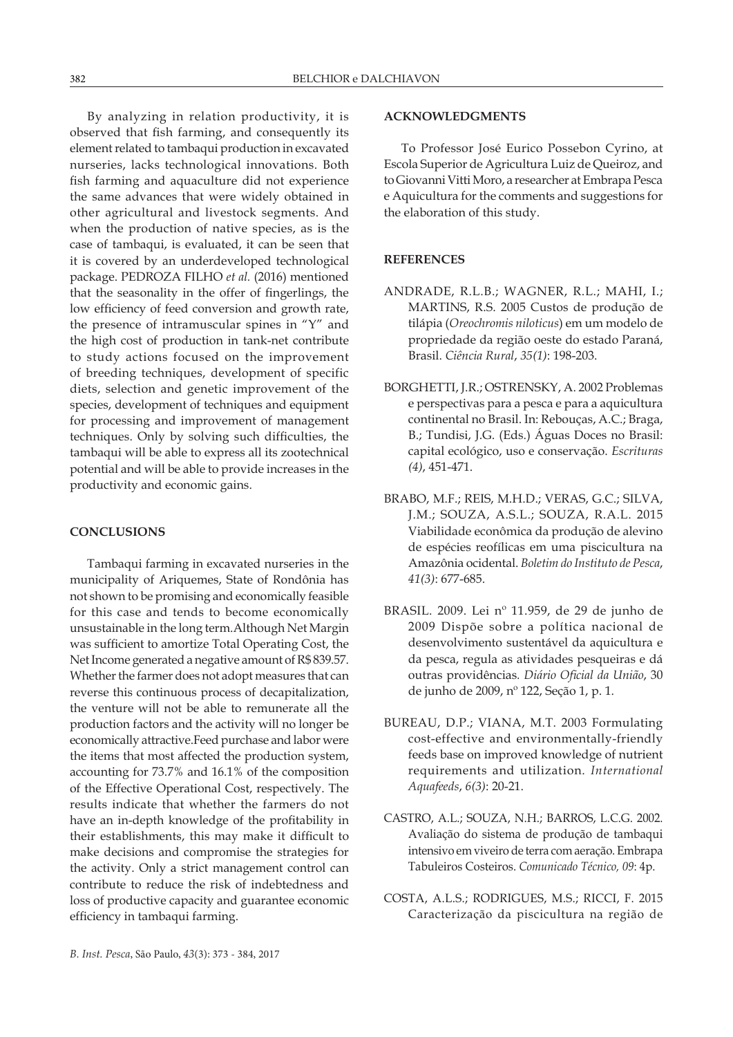By analyzing in relation productivity, it is observed that fish farming, and consequently its element related to tambaqui production in excavated nurseries, lacks technological innovations. Both fish farming and aquaculture did not experience the same advances that were widely obtained in other agricultural and livestock segments. And when the production of native species, as is the case of tambaqui, is evaluated, it can be seen that it is covered by an underdeveloped technological package. PEDROZA FILHO *et al.* (2016) mentioned that the seasonality in the offer of fingerlings, the low efficiency of feed conversion and growth rate, the presence of intramuscular spines in "Y" and the high cost of production in tank-net contribute to study actions focused on the improvement of breeding techniques, development of specific diets, selection and genetic improvement of the species, development of techniques and equipment for processing and improvement of management techniques. Only by solving such difficulties, the tambaqui will be able to express all its zootechnical potential and will be able to provide increases in the productivity and economic gains.

## CONCLUSIONS

Tambaqui farming in excavated nurseries in the municipality of Ariquemes, State of Rondônia has not shown to be promising and economically feasible for this case and tends to become economically unsustainable in the long term.Although Net Margin was sufficient to amortize Total Operating Cost, the Net Income generated a negative amount of R$ 839.57. Whether the farmer does not adopt measures that can reverse this continuous process of decapitalization, the venture will not be able to remunerate all the production factors and the activity will no longer be economically attractive.Feed purchase and labor were the items that most affected the production system, accounting for 73.7% and 16.1% of the composition of the Effective Operational Cost, respectively. The results indicate that whether the farmers do not have an in-depth knowledge of the profitability in their establishments, this may make it difficult to make decisions and compromise the strategies for the activity. Only a strict management control can contribute to reduce the risk of indebtedness and loss of productive capacity and guarantee economic efficiency in tambaqui farming.

## ACKNOWLEDGMENTS

To Professor José Eurico Possebon Cyrino, at Escola Superior de Agricultura Luiz de Queiroz, and to Giovanni Vitti Moro, a researcher at Embrapa Pesca e Aquicultura for the comments and suggestions for the elaboration of this study.

## REFERENCES

ANDRADE, R.L.B.; WAGNER, R.L.; MAHI, I.; MARTINS, R.S. 2005 Custos de produção de tilápia (*Oreochromis niloticus*) em um modelo de propriedade da região oeste do estado Paraná, Brasil. *Ciência Rural*, *35(1)*: 198-203.

BORGHETTI, J.R.; OSTRENSKY, A. 2002 Problemas e perspectivas para a pesca e para a aquicultura continental no Brasil. In: Rebouças, A.C.; Braga, B.; Tundisi, J.G. (Eds.) Águas Doces no Brasil: capital ecológico, uso e conservação. *Escrituras (4)*, 451-471.

BRABO, M.F.; REIS, M.H.D.; VERAS, G.C.; SILVA, J.M.; SOUZA, A.S.L.; SOUZA, R.A.L. 2015 Viabilidade econômica da produção de alevino de espécies reofílicas em uma piscicultura na Amazônia ocidental. *Boletim do Instituto de Pesca*, *41(3)*: 677-685.

BRASIL. 2009. Lei nº 11.959, de 29 de junho de 2009 Dispõe sobre a política nacional de desenvolvimento sustentável da aquicultura e da pesca, regula as atividades pesqueiras e dá outras providências. *Diário Oficial da União*, 30 de junho de 2009, nº 122, Seção 1, p. 1.

BUREAU, D.P.; VIANA, M.T. 2003 Formulating cost-effective and environmentally-friendly feeds base on improved knowledge of nutrient requirements and utilization. *International Aquafeeds*, *6(3)*: 20-21.

CASTRO, A.L.; SOUZA, N.H.; BARROS, L.C.G. 2002. Avaliação do sistema de produção de tambaqui intensivo em viveiro de terra com aeração. Embrapa Tabuleiros Costeiros. *Comunicado Técnico, 09*: 4p.

COSTA, A.L.S.; RODRIGUES, M.S.; RICCI, F. 2015 Caracterização da piscicultura na região de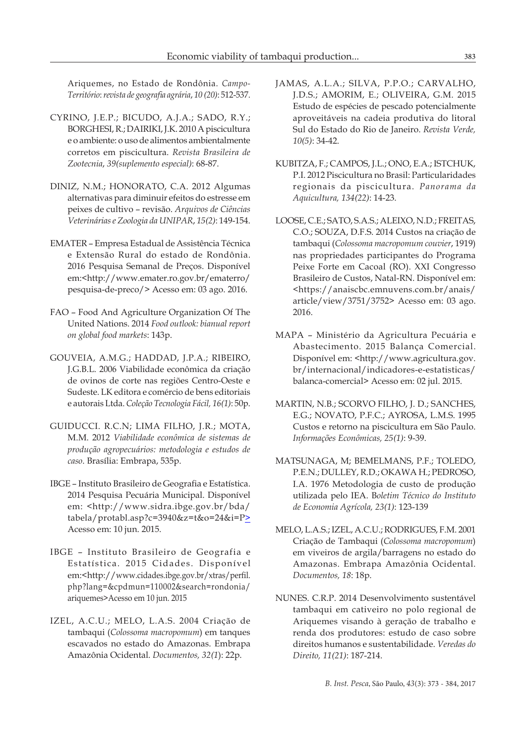Ariquemes, no Estado de Rondônia. *Campo-Território: revista de geografia agrária*, *10 (20)*: 512-537.

CYRINO, J.E.P.; BICUDO, A.J.A.; SADO, R.Y.; BORGHESI, R.; DAIRIKI, J.K. 2010 A piscicultura e o ambiente: o uso de alimentos ambientalmente corretos em piscicultura. *Revista Brasileira de Zootecnia*, *39(suplemento especial)*: 68-87.

DINIZ, N.M.; HONORATO, C.A. 2012 Algumas alternativas para diminuir efeitos do estresse em peixes de cultivo – revisão. *Arquivos de Ciências Veterinárias e Zoologia da UNIPAR*, *15(2)*: 149-154.

EMATER – Empresa Estadual de Assistência Técnica e Extensão Rural do estado de Rondônia. 2016 Pesquisa Semanal de Preços. Disponível em:<http://www.emater.ro.gov.br/ematerro/pesquisa-de-preco/> Acesso em: 03 ago. 2016.

FAO – Food And Agriculture Organization Of The United Nations. 2014 *Food outlook: bianual report on global food markets*: 143p.

GOUVEIA, A.M.G.; HADDAD, J.P.A.; RIBEIRO, J.G.B.L. 2006 Viabilidade econômica da criação de ovinos de corte nas regiões Centro-Oeste e Sudeste. LK editora e comércio de bens editoriais e autorais Ltda. *Coleção Tecnologia Fácil, 16(1)*: 50p.

GUIDUCCI. R.C.N; LIMA FILHO, J.R.; MOTA, M.M. 2012 *Viabilidade econômica de sistemas de produção agropecuários: metodologia e estudos de caso*. Brasília: Embrapa, 535p.

IBGE – Instituto Brasileiro de Geografia e Estatística. 2014 Pesquisa Pecuária Municipal. Disponível em: <http://www.sidra.ibge.gov.br/bda/tabela/protabl.asp?c=3940&z=t&o=24&i=P> Acesso em: 10 jun. 2015.

IBGE – Instituto Brasileiro de Geografia e Estatística. 2015 Cidades. Disponível em:<http://www.cidades.ibge.gov.br/xtras/perfil.php?lang=&cpdmun=110002&search=rondonia/ariquemes>Acesso em 10 jun. 2015

IZEL, A.C.U.; MELO, L.A.S. 2004 Criação de tambaqui (*Colossoma macropomum*) em tanques escavados no estado do Amazonas. Embrapa Amazônia Ocidental. *Documentos, 32(1*): 22p.

JAMAS, A.L.A.; SILVA, P.P.O.; CARVALHO, J.D.S.; AMORIM, E.; OLIVEIRA, G.M. 2015 Estudo de espécies de pescado potencialmente aproveitáveis na cadeia produtiva do litoral Sul do Estado do Rio de Janeiro. *Revista Verde, 10(5)*: 34-42.

KUBITZA, F.; CAMPOS, J.L.; ONO, E.A.; ISTCHUK, P.I. 2012 Piscicultura no Brasil: Particularidades regionais da piscicultura. *Panorama da Aquicultura, 134(22)*: 14-23.

LOOSE, C.E.; SATO, S.A.S.; ALEIXO, N.D.; FREITAS, C.O.; SOUZA, D.F.S. 2014 Custos na criação de tambaqui (*Colossoma macropomum couvier*, 1919) nas propriedades participantes do Programa Peixe Forte em Cacoal (RO). XXI Congresso Brasileiro de Custos, Natal-RN. Disponível em: <https://anaiscbc.emnuvens.com.br/anais/article/view/3751/3752> Acesso em: 03 ago. 2016.

MAPA – Ministério da Agricultura Pecuária e Abastecimento. 2015 Balança Comercial. Disponível em: <http://www.agricultura.gov.br/internacional/indicadores-e-estatisticas/balanca-comercial> Acesso em: 02 jul. 2015.

MARTIN, N.B.; SCORVO FILHO, J. D.; SANCHES, E.G.; NOVATO, P.F.C.; AYROSA, L.M.S. 1995 Custos e retorno na piscicultura em São Paulo. *Informações Econômicas, 25(1)*: 9-39.

MATSUNAGA, M; BEMELMANS, P.F.; TOLEDO, P.E.N.; DULLEY, R.D.; OKAWA H.; PEDROSO, I.A. 1976 Metodologia de custo de produção utilizada pelo IEA. B*oletim Técnico do Instituto de Economia Agrícola, 23(1)*: 123-139

MELO, L.A.S.; IZEL, A.C.U.; RODRIGUES, F.M. 2001 Criação de Tambaqui (*Colossoma macropomum*) em viveiros de argila/barragens no estado do Amazonas. Embrapa Amazônia Ocidental. *Documentos, 18*: 18p.

NUNES. C.R.P. 2014 Desenvolvimento sustentável tambaqui em cativeiro no polo regional de Ariquemes visando à geração de trabalho e renda dos produtores: estudo de caso sobre direitos humanos e sustentabilidade. *Veredas do Direito, 11(21)*: 187-214.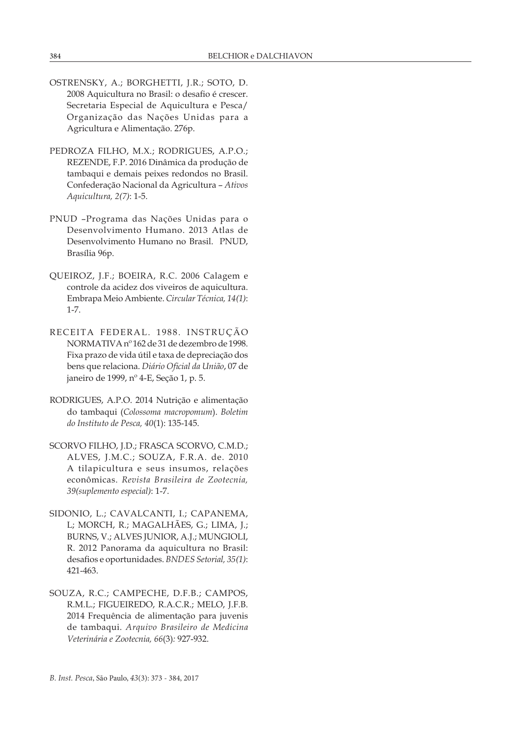OSTRENSKY, A.; BORGHETTI, J.R.; SOTO, D. 2008 Aquicultura no Brasil: o desafio é crescer. Secretaria Especial de Aquicultura e Pesca/ Organização das Nações Unidas para a Agricultura e Alimentação. 276p.

PEDROZA FILHO, M.X.; RODRIGUES, A.P.O.; REZENDE, F.P. 2016 Dinâmica da produção de tambaqui e demais peixes redondos no Brasil. Confederação Nacional da Agricultura – *Ativos Aquicultura, 2(7)*: 1-5.

PNUD –Programa das Nações Unidas para o Desenvolvimento Humano. 2013 Atlas de Desenvolvimento Humano no Brasil. PNUD, Brasília 96p.

QUEIROZ, J.F.; BOEIRA, R.C. 2006 Calagem e controle da acidez dos viveiros de aquicultura. Embrapa Meio Ambiente. *Circular Técnica, 14(1)*: 1-7.

RECEITA FEDERAL. 1988. INSTRUÇÃO NORMATIVA nº 162 de 31 de dezembro de 1998. Fixa prazo de vida útil e taxa de depreciação dos bens que relaciona. *Diário Oficial da União*, 07 de janeiro de 1999, nº 4-E, Seção 1, p. 5.

RODRIGUES, A.P.O. 2014 Nutrição e alimentação do tambaqui (*Colossoma macropomum*). *Boletim do Instituto de Pesca, 40*(1): 135-145.

SCORVO FILHO, J.D.; FRASCA SCORVO, C.M.D.; ALVES, J.M.C.; SOUZA, F.R.A. de. 2010 A tilapicultura e seus insumos, relações econômicas. *Revista Brasileira de Zootecnia, 39(suplemento especial)*: 1-7.

SIDONIO, L.; CAVALCANTI, I.; CAPANEMA, L; MORCH, R.; MAGALHÃES, G.; LIMA, J.; BURNS, V.; ALVES JUNIOR, A.J.; MUNGIOLI, R. 2012 Panorama da aquicultura no Brasil: desafios e oportunidades. *BNDES Setorial, 35(1)*: 421-463.

SOUZA, R.C.; CAMPECHE, D.F.B.; CAMPOS, R.M.L.; FIGUEIREDO, R.A.C.R.; MELO, J.F.B. 2014 Frequência de alimentação para juvenis de tambaqui. *Arquivo Brasileiro de Medicina Veterinária e Zootecnia, 66*(3): 927-932.